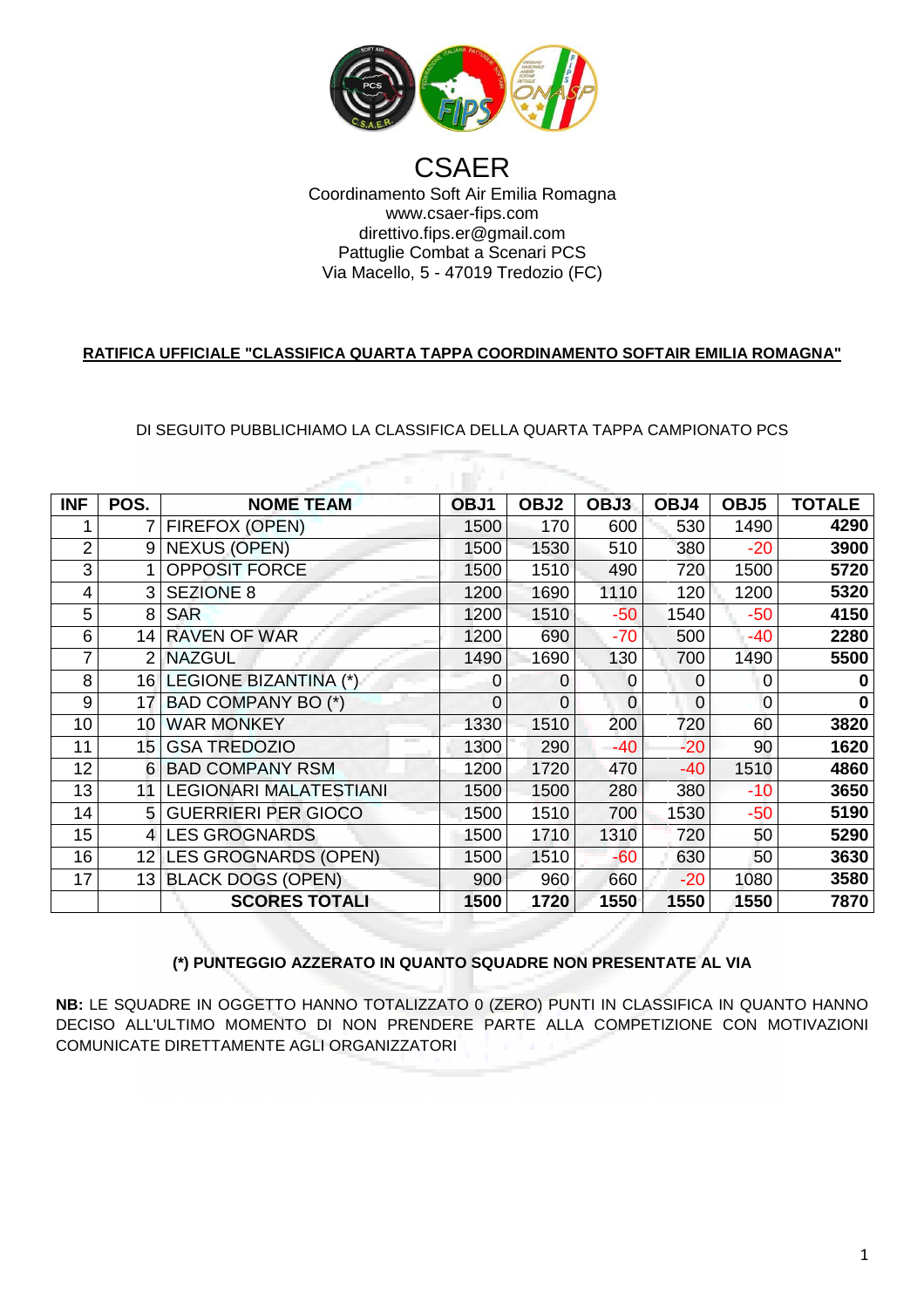# CSAER

Coordinamento Soft Air Emilia Romagna
www.csaer-fips.com
direttivo.fips.er@gmail.com
Pattuglie Combat a Scenari PCS
Via Macello, 5 - 47019 Tredozio (FC)

**RATIFICA UFFICIALE "CLASSIFICA QUARTA TAPPA COORDINAMENTO SOFTAIR EMILIA ROMAGNA"**

DI SEGUITO PUBBLICHIAMO LA CLASSIFICA DELLA QUARTA TAPPA CAMPIONATO PCS

| INF | POS. | NOME TEAM | OBJ1 | OBJ2 | OBJ3 | OBJ4 | OBJ5 | TOTALE |
|---|---|---|---|---|---|---|---|---|
| 1 | 7 | FIREFOX (OPEN) | 1500 | 170 | 600 | 530 | 1490 | **4290** |
| 2 | 9 | NEXUS (OPEN) | 1500 | 1530 | 510 | 380 | -20 | **3900** |
| 3 | 1 | OPPOSIT FORCE | 1500 | 1510 | 490 | 720 | 1500 | **5720** |
| 4 | 3 | SEZIONE 8 | 1200 | 1690 | 1110 | 120 | 1200 | **5320** |
| 5 | 8 | SAR | 1200 | 1510 | -50 | 1540 | -50 | **4150** |
| 6 | 14 | RAVEN OF WAR | 1200 | 690 | -70 | 500 | -40 | **2280** |
| 7 | 2 | NAZGUL | 1490 | 1690 | 130 | 700 | 1490 | **5500** |
| 8 | 16 | LEGIONE BIZANTINA (*) | 0 | 0 | 0 | 0 | 0 | **0** |
| 9 | 17 | BAD COMPANY BO (*) | 0 | 0 | 0 | 0 | 0 | **0** |
| 10 | 10 | WAR MONKEY | 1330 | 1510 | 200 | 720 | 60 | **3820** |
| 11 | 15 | GSA TREDOZIO | 1300 | 290 | -40 | -20 | 90 | **1620** |
| 12 | 6 | BAD COMPANY RSM | 1200 | 1720 | 470 | -40 | 1510 | **4860** |
| 13 | 11 | LEGIONARI MALATESTIANI | 1500 | 1500 | 280 | 380 | -10 | **3650** |
| 14 | 5 | GUERRIERI PER GIOCO | 1500 | 1510 | 700 | 1530 | -50 | **5190** |
| 15 | 4 | LES GROGNARDS | 1500 | 1710 | 1310 | 720 | 50 | **5290** |
| 16 | 12 | LES GROGNARDS (OPEN) | 1500 | 1510 | -60 | 630 | 50 | **3630** |
| 17 | 13 | BLACK DOGS (OPEN) | 900 | 960 | 660 | -20 | 1080 | **3580** |
| | | **SCORES TOTALI** | **1500** | **1720** | **1550** | **1550** | **1550** | **7870** |

**(*) PUNTEGGIO AZZERATO IN QUANTO SQUADRE NON PRESENTATE AL VIA**

**NB:** LE SQUADRE IN OGGETTO HANNO TOTALIZZATO 0 (ZERO) PUNTI IN CLASSIFICA IN QUANTO HANNO DECISO ALL'ULTIMO MOMENTO DI NON PRENDERE PARTE ALLA COMPETIZIONE CON MOTIVAZIONI COMUNICATE DIRETTAMENTE AGLI ORGANIZZATORI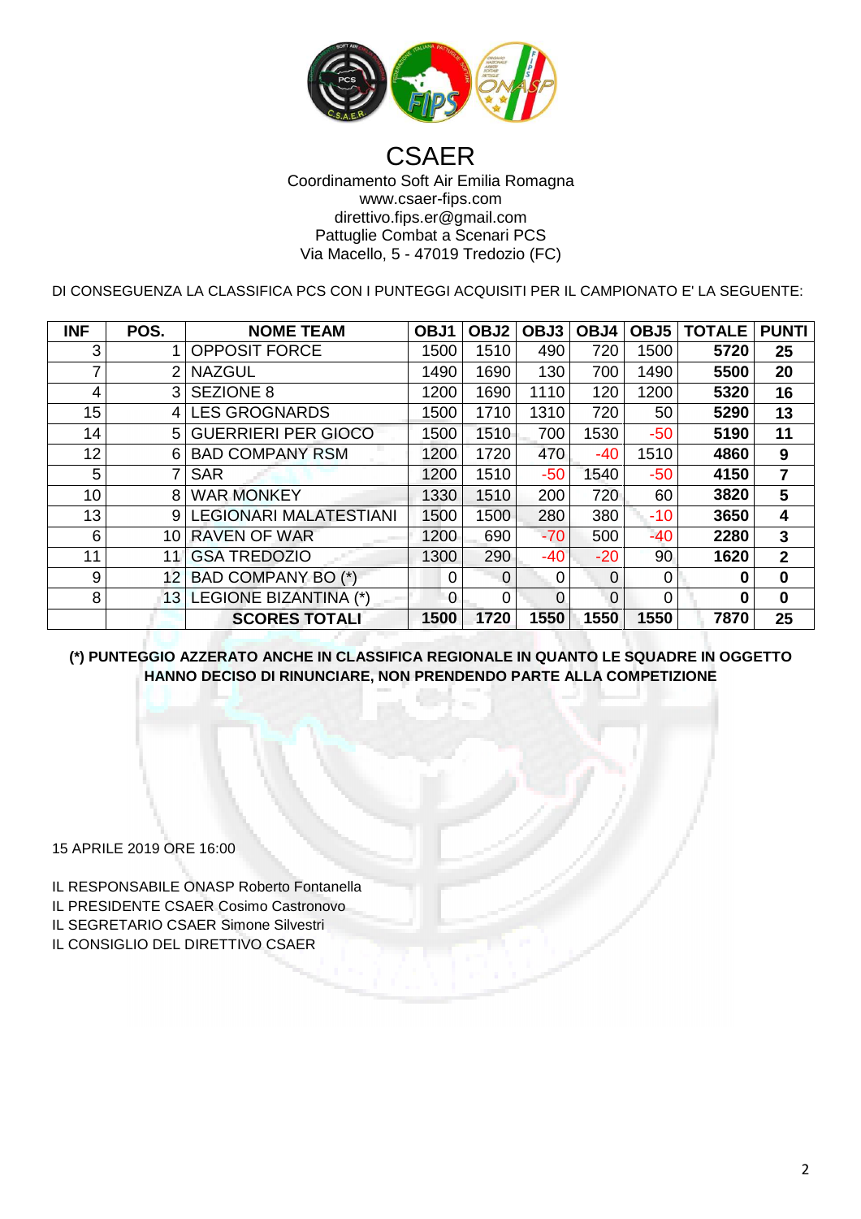# CSAER

Coordinamento Soft Air Emilia Romagna
www.csaer-fips.com
direttivo.fips.er@gmail.com
Pattuglie Combat a Scenari PCS
Via Macello, 5 - 47019 Tredozio (FC)

DI CONSEGUENZA LA CLASSIFICA PCS CON I PUNTEGGI ACQUISITI PER IL CAMPIONATO E' LA SEGUENTE:

| INF | POS. | NOME TEAM | OBJ1 | OBJ2 | OBJ3 | OBJ4 | OBJ5 | TOTALE | PUNTI |
|---|---|---|---|---|---|---|---|---|---|
| 3 | 1 | OPPOSIT FORCE | 1500 | 1510 | 490 | 720 | 1500 | **5720** | **25** |
| 7 | 2 | NAZGUL | 1490 | 1690 | 130 | 700 | 1490 | **5500** | **20** |
| 4 | 3 | SEZIONE 8 | 1200 | 1690 | 1110 | 120 | 1200 | **5320** | **16** |
| 15 | 4 | LES GROGNARDS | 1500 | 1710 | 1310 | 720 | 50 | **5290** | **13** |
| 14 | 5 | GUERRIERI PER GIOCO | 1500 | 1510 | 700 | 1530 | -50 | **5190** | **11** |
| 12 | 6 | BAD COMPANY RSM | 1200 | 1720 | 470 | -40 | 1510 | **4860** | **9** |
| 5 | 7 | SAR | 1200 | 1510 | -50 | 1540 | -50 | **4150** | **7** |
| 10 | 8 | WAR MONKEY | 1330 | 1510 | 200 | 720 | 60 | **3820** | **5** |
| 13 | 9 | LEGIONARI MALATESTIANI | 1500 | 1500 | 280 | 380 | -10 | **3650** | **4** |
| 6 | 10 | RAVEN OF WAR | 1200 | 690 | -70 | 500 | -40 | **2280** | **3** |
| 11 | 11 | GSA TREDOZIO | 1300 | 290 | -40 | -20 | 90 | **1620** | **2** |
| 9 | 12 | BAD COMPANY BO (*) | 0 | 0 | 0 | 0 | 0 | **0** | **0** |
| 8 | 13 | LEGIONE BIZANTINA (*) | 0 | 0 | 0 | 0 | 0 | **0** | **0** |
| | | **SCORES TOTALI** | **1500** | **1720** | **1550** | **1550** | **1550** | **7870** | **25** |

**(*) PUNTEGGIO AZZERATO ANCHE IN CLASSIFICA REGIONALE IN QUANTO LE SQUADRE IN OGGETTO HANNO DECISO DI RINUNCIARE, NON PRENDENDO PARTE ALLA COMPETIZIONE**

15 APRILE 2019 ORE 16:00

IL RESPONSABILE ONASP Roberto Fontanella
IL PRESIDENTE CSAER Cosimo Castronovo
IL SEGRETARIO CSAER Simone Silvestri
IL CONSIGLIO DEL DIRETTIVO CSAER